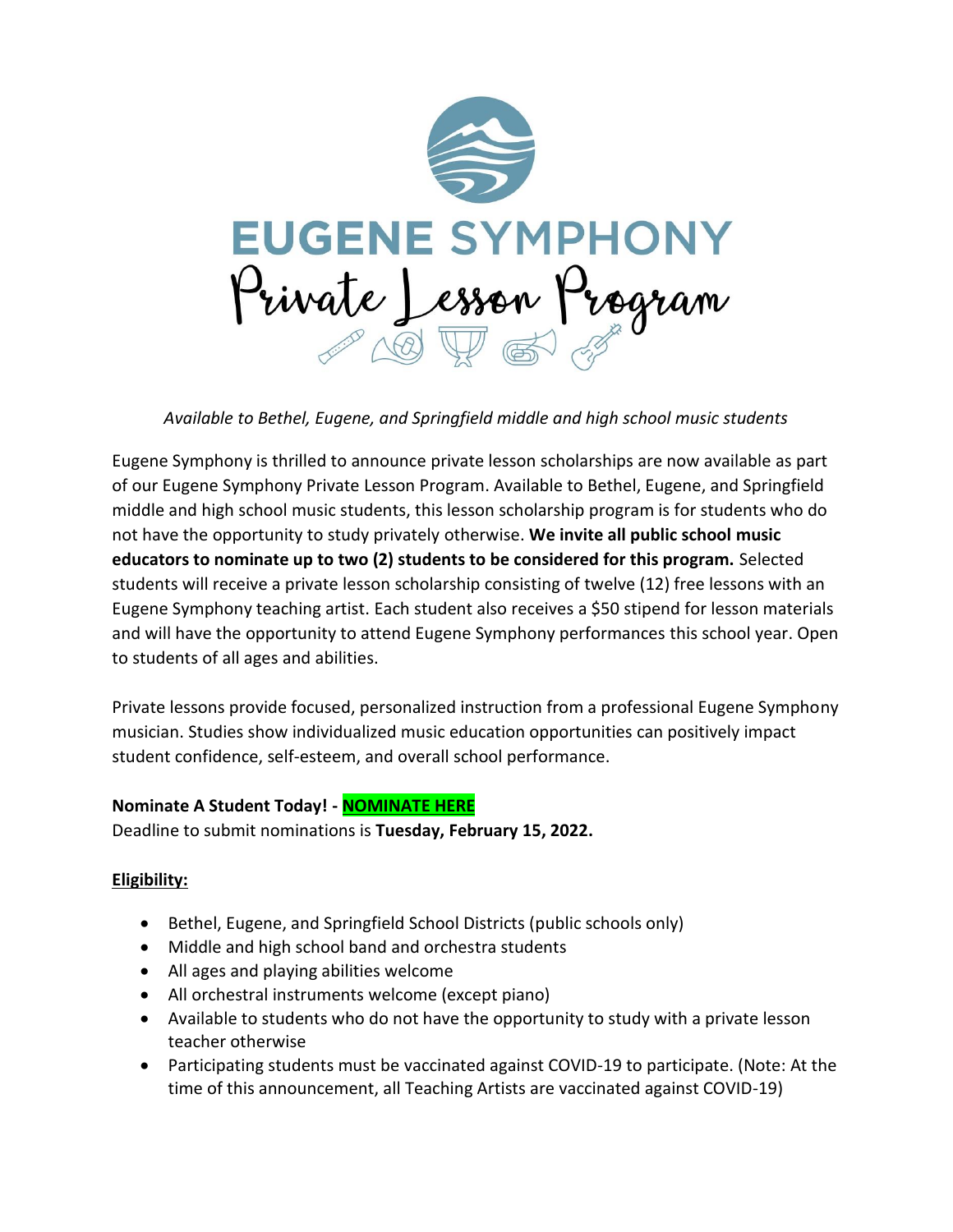# EUGENE SYMPHONY

## Private Lesson Program

*Available to Bethel, Eugene, and Springfield middle and high school music students*

Eugene Symphony is thrilled to announce private lesson scholarships are now available as part of our Eugene Symphony Private Lesson Program. Available to Bethel, Eugene, and Springfield middle and high school music students, this lesson scholarship program is for students who do not have the opportunity to study privately otherwise. **We invite all public school music educators to nominate up to two (2) students to be considered for this program.** Selected students will receive a private lesson scholarship consisting of twelve (12) free lessons with an Eugene Symphony teaching artist. Each student also receives a $50 stipend for lesson materials and will have the opportunity to attend Eugene Symphony performances this school year. Open to students of all ages and abilities.

Private lessons provide focused, personalized instruction from a professional Eugene Symphony musician. Studies show individualized music education opportunities can positively impact student confidence, self-esteem, and overall school performance.

**Nominate A Student Today! - NOMINATE HERE**
Deadline to submit nominations is **Tuesday, February 15, 2022.**

**Eligibility:**

- Bethel, Eugene, and Springfield School Districts (public schools only)
- Middle and high school band and orchestra students
- All ages and playing abilities welcome
- All orchestral instruments welcome (except piano)
- Available to students who do not have the opportunity to study with a private lesson teacher otherwise
- Participating students must be vaccinated against COVID-19 to participate. (Note: At the time of this announcement, all Teaching Artists are vaccinated against COVID-19)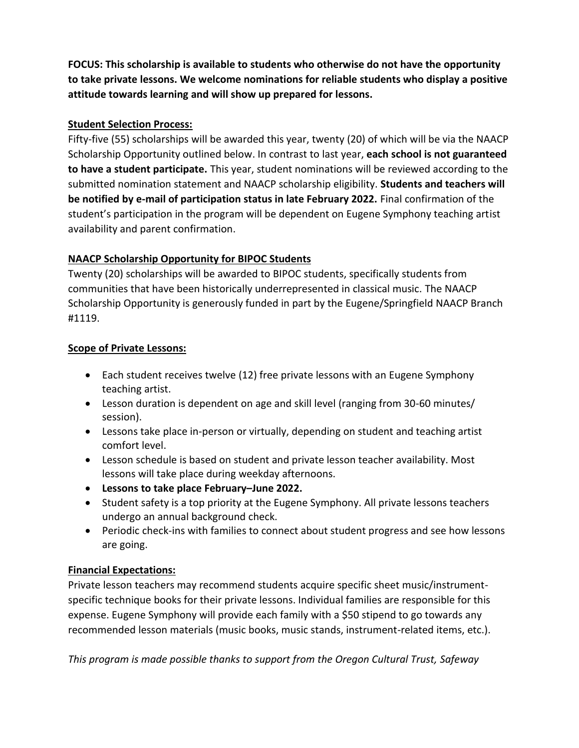**FOCUS: This scholarship is available to students who otherwise do not have the opportunity to take private lessons. We welcome nominations for reliable students who display a positive attitude towards learning and will show up prepared for lessons.**

**Student Selection Process:**

Fifty-five (55) scholarships will be awarded this year, twenty (20) of which will be via the NAACP Scholarship Opportunity outlined below. In contrast to last year, **each school is not guaranteed to have a student participate.** This year, student nominations will be reviewed according to the submitted nomination statement and NAACP scholarship eligibility. **Students and teachers will be notified by e-mail of participation status in late February 2022.** Final confirmation of the student's participation in the program will be dependent on Eugene Symphony teaching artist availability and parent confirmation.

**NAACP Scholarship Opportunity for BIPOC Students**

Twenty (20) scholarships will be awarded to BIPOC students, specifically students from communities that have been historically underrepresented in classical music. The NAACP Scholarship Opportunity is generously funded in part by the Eugene/Springfield NAACP Branch #1119.

**Scope of Private Lessons:**

- Each student receives twelve (12) free private lessons with an Eugene Symphony teaching artist.
- Lesson duration is dependent on age and skill level (ranging from 30-60 minutes/ session).
- Lessons take place in-person or virtually, depending on student and teaching artist comfort level.
- Lesson schedule is based on student and private lesson teacher availability. Most lessons will take place during weekday afternoons.
- **Lessons to take place February–June 2022.**
- Student safety is a top priority at the Eugene Symphony. All private lessons teachers undergo an annual background check.
- Periodic check-ins with families to connect about student progress and see how lessons are going.

**Financial Expectations:**

Private lesson teachers may recommend students acquire specific sheet music/instrument-specific technique books for their private lessons. Individual families are responsible for this expense. Eugene Symphony will provide each family with a $50 stipend to go towards any recommended lesson materials (music books, music stands, instrument-related items, etc.).

*This program is made possible thanks to support from the Oregon Cultural Trust, Safeway*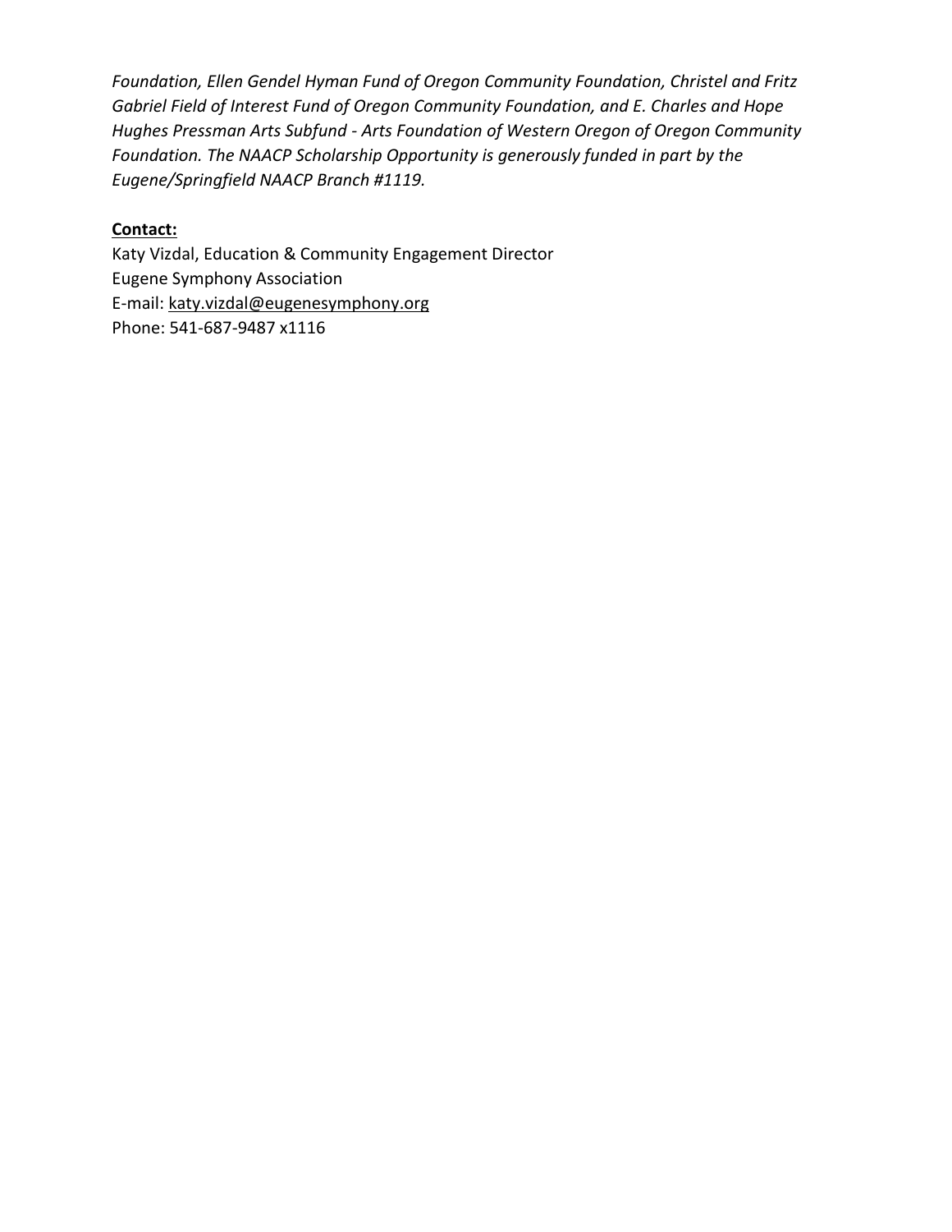*Foundation, Ellen Gendel Hyman Fund of Oregon Community Foundation, Christel and Fritz Gabriel Field of Interest Fund of Oregon Community Foundation, and E. Charles and Hope Hughes Pressman Arts Subfund - Arts Foundation of Western Oregon of Oregon Community Foundation. The NAACP Scholarship Opportunity is generously funded in part by the Eugene/Springfield NAACP Branch #1119.*

**Contact:**

Katy Vizdal, Education & Community Engagement Director
Eugene Symphony Association
E-mail: katy.vizdal@eugenesymphony.org
Phone: 541-687-9487 x1116